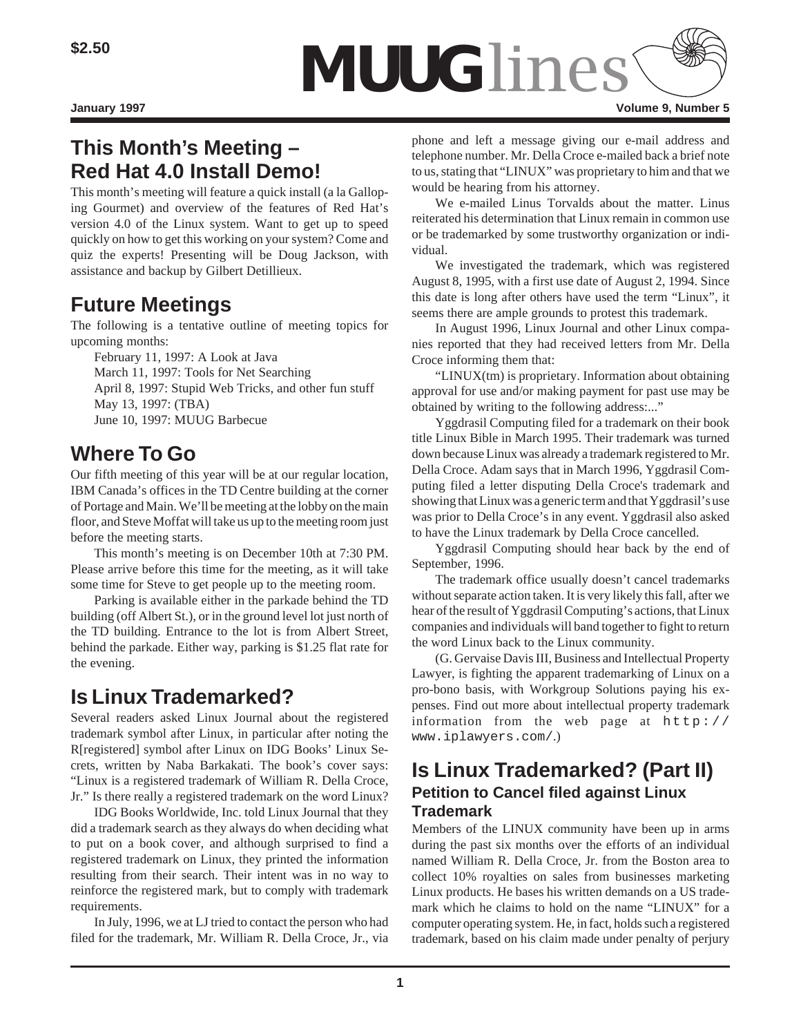$2.50

# MUUGlines

**January 1997** **Volume 9, Number 5**

## This Month's Meeting – Red Hat 4.0 Install Demo!

This month's meeting will feature a quick install (a la Galloping Gourmet) and overview of the features of Red Hat's version 4.0 of the Linux system. Want to get up to speed quickly on how to get this working on your system? Come and quiz the experts! Presenting will be Doug Jackson, with assistance and backup by Gilbert Detillieux.

## Future Meetings

The following is a tentative outline of meeting topics for upcoming months:

February 11, 1997: A Look at Java
March 11, 1997: Tools for Net Searching
April 8, 1997: Stupid Web Tricks, and other fun stuff
May 13, 1997: (TBA)
June 10, 1997: MUUG Barbecue

## Where To Go

Our fifth meeting of this year will be at our regular location, IBM Canada's offices in the TD Centre building at the corner of Portage and Main. We'll be meeting at the lobby on the main floor, and Steve Moffat will take us up to the meeting room just before the meeting starts.

This month's meeting is on December 10th at 7:30 PM. Please arrive before this time for the meeting, as it will take some time for Steve to get people up to the meeting room.

Parking is available either in the parkade behind the TD building (off Albert St.), or in the ground level lot just north of the TD building. Entrance to the lot is from Albert Street, behind the parkade. Either way, parking is $1.25 flat rate for the evening.

## Is Linux Trademarked?

Several readers asked Linux Journal about the registered trademark symbol after Linux, in particular after noting the R[registered] symbol after Linux on IDG Books' Linux Secrets, written by Naba Barkakati. The book's cover says: "Linux is a registered trademark of William R. Della Croce, Jr." Is there really a registered trademark on the word Linux?

IDG Books Worldwide, Inc. told Linux Journal that they did a trademark search as they always do when deciding what to put on a book cover, and although surprised to find a registered trademark on Linux, they printed the information resulting from their search. Their intent was in no way to reinforce the registered mark, but to comply with trademark requirements.

In July, 1996, we at LJ tried to contact the person who had filed for the trademark, Mr. William R. Della Croce, Jr., via phone and left a message giving our e-mail address and telephone number. Mr. Della Croce e-mailed back a brief note to us, stating that "LINUX" was proprietary to him and that we would be hearing from his attorney.

We e-mailed Linus Torvalds about the matter. Linus reiterated his determination that Linux remain in common use or be trademarked by some trustworthy organization or individual.

We investigated the trademark, which was registered August 8, 1995, with a first use date of August 2, 1994. Since this date is long after others have used the term "Linux", it seems there are ample grounds to protest this trademark.

In August 1996, Linux Journal and other Linux companies reported that they had received letters from Mr. Della Croce informing them that:

"LINUX(tm) is proprietary. Information about obtaining approval for use and/or making payment for past use may be obtained by writing to the following address:..."

Yggdrasil Computing filed for a trademark on their book title Linux Bible in March 1995. Their trademark was turned down because Linux was already a trademark registered to Mr. Della Croce. Adam says that in March 1996, Yggdrasil Computing filed a letter disputing Della Croce's trademark and showing that Linux was a generic term and that Yggdrasil's use was prior to Della Croce's in any event. Yggdrasil also asked to have the Linux trademark by Della Croce cancelled.

Yggdrasil Computing should hear back by the end of September, 1996.

The trademark office usually doesn't cancel trademarks without separate action taken. It is very likely this fall, after we hear of the result of Yggdrasil Computing's actions, that Linux companies and individuals will band together to fight to return the word Linux back to the Linux community.

(G. Gervaise Davis III, Business and Intellectual Property Lawyer, is fighting the apparent trademarking of Linux on a pro-bono basis, with Workgroup Solutions paying his expenses. Find out more about intellectual property trademark information from the web page at `http://www.iplawyers.com/`.)

## Is Linux Trademarked? (Part II)

### Petition to Cancel filed against Linux Trademark

Members of the LINUX community have been up in arms during the past six months over the efforts of an individual named William R. Della Croce, Jr. from the Boston area to collect 10% royalties on sales from businesses marketing Linux products. He bases his written demands on a US trademark which he claims to hold on the name "LINUX" for a computer operating system. He, in fact, holds such a registered trademark, based on his claim made under penalty of perjury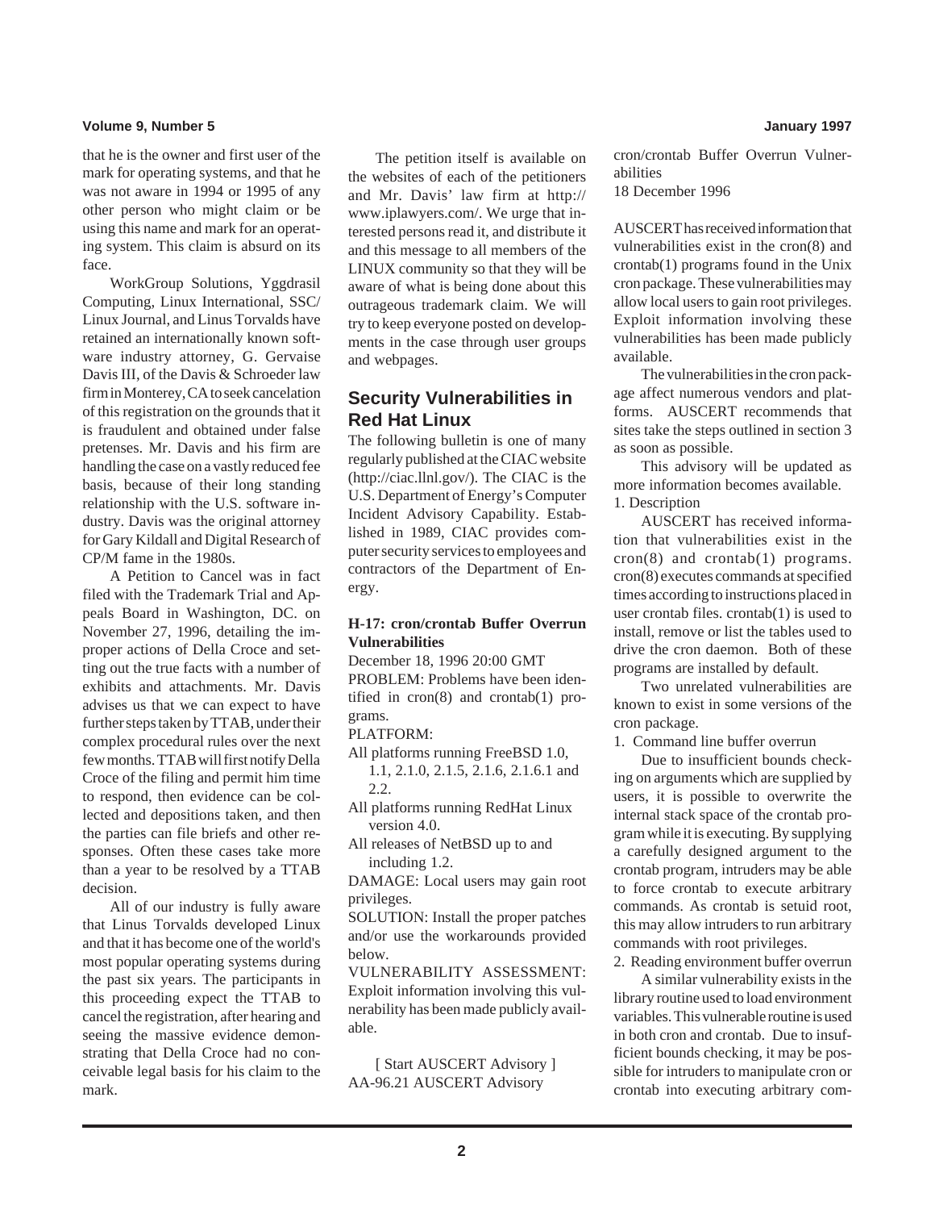that he is the owner and first user of the mark for operating systems, and that he was not aware in 1994 or 1995 of any other person who might claim or be using this name and mark for an operating system. This claim is absurd on its face.

WorkGroup Solutions, Yggdrasil Computing, Linux International, SSC/ Linux Journal, and Linus Torvalds have retained an internationally known software industry attorney, G. Gervaise Davis III, of the Davis & Schroeder law firm in Monterey, CA to seek cancelation of this registration on the grounds that it is fraudulent and obtained under false pretenses. Mr. Davis and his firm are handling the case on a vastly reduced fee basis, because of their long standing relationship with the U.S. software industry. Davis was the original attorney for Gary Kildall and Digital Research of CP/M fame in the 1980s.

A Petition to Cancel was in fact filed with the Trademark Trial and Appeals Board in Washington, DC. on November 27, 1996, detailing the improper actions of Della Croce and setting out the true facts with a number of exhibits and attachments. Mr. Davis advises us that we can expect to have further steps taken by TTAB, under their complex procedural rules over the next few months. TTAB will first notify Della Croce of the filing and permit him time to respond, then evidence can be collected and depositions taken, and then the parties can file briefs and other responses. Often these cases take more than a year to be resolved by a TTAB decision.

All of our industry is fully aware that Linus Torvalds developed Linux and that it has become one of the world's most popular operating systems during the past six years. The participants in this proceeding expect the TTAB to cancel the registration, after hearing and seeing the massive evidence demonstrating that Della Croce had no conceivable legal basis for his claim to the mark.

The petition itself is available on the websites of each of the petitioners and Mr. Davis' law firm at http:// www.iplawyers.com/. We urge that interested persons read it, and distribute it and this message to all members of the LINUX community so that they will be aware of what is being done about this outrageous trademark claim. We will try to keep everyone posted on developments in the case through user groups and webpages.

## Security Vulnerabilities in Red Hat Linux

The following bulletin is one of many regularly published at the CIAC website (http://ciac.llnl.gov/). The CIAC is the U.S. Department of Energy's Computer Incident Advisory Capability. Established in 1989, CIAC provides computer security services to employees and contractors of the Department of Energy.

**H-17: cron/crontab Buffer Overrun Vulnerabilities**

December 18, 1996 20:00 GMT

PROBLEM: Problems have been identified in cron(8) and crontab(1) programs.

PLATFORM:

- All platforms running FreeBSD 1.0, 1.1, 2.1.0, 2.1.5, 2.1.6, 2.1.6.1 and 2.2.
- All platforms running RedHat Linux version 4.0.
- All releases of NetBSD up to and including 1.2.

DAMAGE: Local users may gain root privileges.

SOLUTION: Install the proper patches and/or use the workarounds provided below.

VULNERABILITY ASSESSMENT: Exploit information involving this vulnerability has been made publicly available.

[ Start AUSCERT Advisory ]
AA-96.21 AUSCERT Advisory
cron/crontab Buffer Overrun Vulnerabilities
18 December 1996

AUSCERT has received information that vulnerabilities exist in the cron(8) and crontab(1) programs found in the Unix cron package. These vulnerabilities may allow local users to gain root privileges. Exploit information involving these vulnerabilities has been made publicly available.

The vulnerabilities in the cron package affect numerous vendors and platforms. AUSCERT recommends that sites take the steps outlined in section 3 as soon as possible.

This advisory will be updated as more information becomes available.

1. Description

AUSCERT has received information that vulnerabilities exist in the cron(8) and crontab(1) programs. cron(8) executes commands at specified times according to instructions placed in user crontab files. crontab(1) is used to install, remove or list the tables used to drive the cron daemon. Both of these programs are installed by default.

Two unrelated vulnerabilities are known to exist in some versions of the cron package.

1. Command line buffer overrun

Due to insufficient bounds checking on arguments which are supplied by users, it is possible to overwrite the internal stack space of the crontab program while it is executing. By supplying a carefully designed argument to the crontab program, intruders may be able to force crontab to execute arbitrary commands. As crontab is setuid root, this may allow intruders to run arbitrary commands with root privileges.

2. Reading environment buffer overrun

A similar vulnerability exists in the library routine used to load environment variables. This vulnerable routine is used in both cron and crontab. Due to insufficient bounds checking, it may be possible for intruders to manipulate cron or crontab into executing arbitrary com-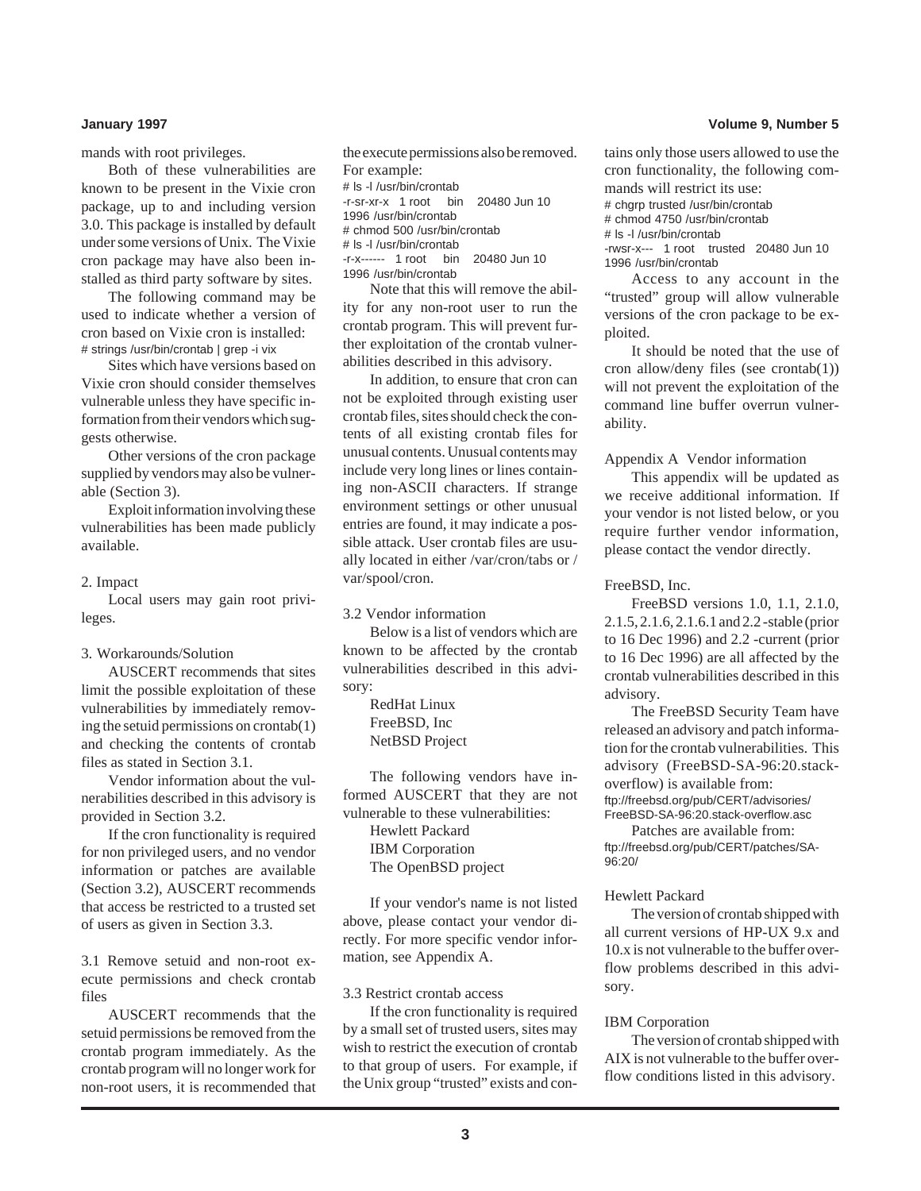mands with root privileges.

Both of these vulnerabilities are known to be present in the Vixie cron package, up to and including version 3.0. This package is installed by default under some versions of Unix. The Vixie cron package may have also been installed as third party software by sites.

The following command may be used to indicate whether a version of cron based on Vixie cron is installed:

```
# strings /usr/bin/crontab | grep -i vix
```

Sites which have versions based on Vixie cron should consider themselves vulnerable unless they have specific information from their vendors which suggests otherwise.

Other versions of the cron package supplied by vendors may also be vulnerable (Section 3).

Exploit information involving these vulnerabilities has been made publicly available.

## 2. Impact

Local users may gain root privileges.

## 3. Workarounds/Solution

AUSCERT recommends that sites limit the possible exploitation of these vulnerabilities by immediately removing the setuid permissions on crontab(1) and checking the contents of crontab files as stated in Section 3.1.

Vendor information about the vulnerabilities described in this advisory is provided in Section 3.2.

If the cron functionality is required for non privileged users, and no vendor information or patches are available (Section 3.2), AUSCERT recommends that access be restricted to a trusted set of users as given in Section 3.3.

### 3.1 Remove setuid and non-root execute permissions and check crontab files

AUSCERT recommends that the setuid permissions be removed from the crontab program immediately. As the crontab program will no longer work for non-root users, it is recommended that the execute permissions also be removed. For example:

```
# ls -l /usr/bin/crontab
-r-sr-xr-x   1 root    bin    20480 Jun 10
1996 /usr/bin/crontab
# chmod 500 /usr/bin/crontab
# ls -l /usr/bin/crontab
-r-x------   1 root    bin    20480 Jun 10
1996 /usr/bin/crontab
```

Note that this will remove the ability for any non-root user to run the crontab program. This will prevent further exploitation of the crontab vulnerabilities described in this advisory.

In addition, to ensure that cron can not be exploited through existing user crontab files, sites should check the contents of all existing crontab files for unusual contents. Unusual contents may include very long lines or lines containing non-ASCII characters. If strange environment settings or other unusual entries are found, it may indicate a possible attack. User crontab files are usually located in either /var/cron/tabs or /var/spool/cron.

### 3.2 Vendor information

Below is a list of vendors which are known to be affected by the crontab vulnerabilities described in this advisory:

- RedHat Linux
- FreeBSD, Inc
- NetBSD Project

The following vendors have informed AUSCERT that they are not vulnerable to these vulnerabilities:

- Hewlett Packard
- IBM Corporation
- The OpenBSD project

If your vendor's name is not listed above, please contact your vendor directly. For more specific vendor information, see Appendix A.

### 3.3 Restrict crontab access

If the cron functionality is required by a small set of trusted users, sites may wish to restrict the execution of crontab to that group of users. For example, if the Unix group "trusted" exists and contains only those users allowed to use the cron functionality, the following commands will restrict its use:

```
# chgrp trusted /usr/bin/crontab
# chmod 4750 /usr/bin/crontab
# ls -l /usr/bin/crontab
-rwsr-x---   1 root    trusted   20480 Jun 10
1996 /usr/bin/crontab
```

Access to any account in the "trusted" group will allow vulnerable versions of the cron package to be exploited.

It should be noted that the use of cron allow/deny files (see crontab(1)) will not prevent the exploitation of the command line buffer overrun vulnerability.

## Appendix A Vendor information

This appendix will be updated as we receive additional information. If your vendor is not listed below, or you require further vendor information, please contact the vendor directly.

### FreeBSD, Inc.

FreeBSD versions 1.0, 1.1, 2.1.0, 2.1.5, 2.1.6, 2.1.6.1 and 2.2 -stable (prior to 16 Dec 1996) and 2.2 -current (prior to 16 Dec 1996) are all affected by the crontab vulnerabilities described in this advisory.

The FreeBSD Security Team have released an advisory and patch information for the crontab vulnerabilities. This advisory (FreeBSD-SA-96:20.stack-overflow) is available from:

ftp://freebsd.org/pub/CERT/advisories/FreeBSD-SA-96:20.stack-overflow.asc

Patches are available from:

ftp://freebsd.org/pub/CERT/patches/SA-96:20/

### Hewlett Packard

The version of crontab shipped with all current versions of HP-UX 9.x and 10.x is not vulnerable to the buffer overflow problems described in this advisory.

### IBM Corporation

The version of crontab shipped with AIX is not vulnerable to the buffer overflow conditions listed in this advisory.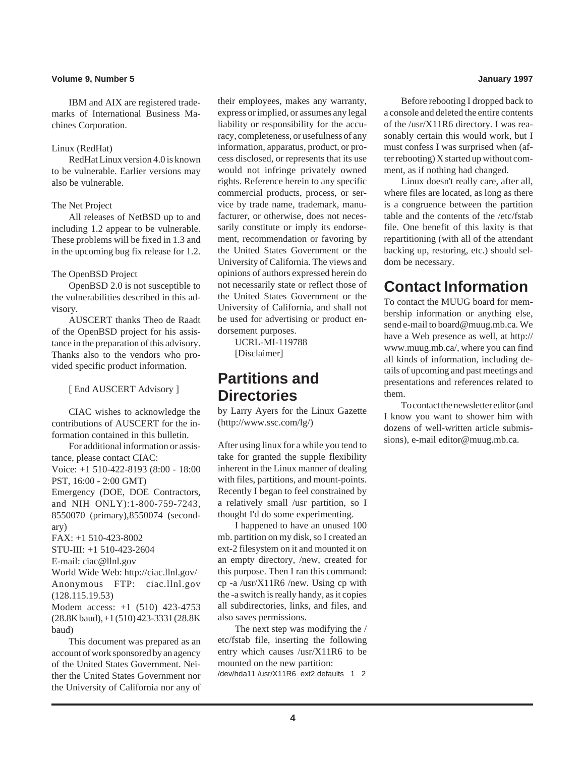IBM and AIX are registered trademarks of International Business Machines Corporation.

Linux (RedHat)

RedHat Linux version 4.0 is known to be vulnerable. Earlier versions may also be vulnerable.

The Net Project

All releases of NetBSD up to and including 1.2 appear to be vulnerable. These problems will be fixed in 1.3 and in the upcoming bug fix release for 1.2.

The OpenBSD Project

OpenBSD 2.0 is not susceptible to the vulnerabilities described in this advisory.

AUSCERT thanks Theo de Raadt of the OpenBSD project for his assistance in the preparation of this advisory. Thanks also to the vendors who provided specific product information.

[ End AUSCERT Advisory ]

CIAC wishes to acknowledge the contributions of AUSCERT for the information contained in this bulletin.

For additional information or assistance, please contact CIAC:

Voice: +1 510-422-8193 (8:00 - 18:00 PST, 16:00 - 2:00 GMT)

Emergency (DOE, DOE Contractors, and NIH ONLY):1-800-759-7243, 8550070 (primary),8550074 (secondary)

FAX: +1 510-423-8002

STU-III: +1 510-423-2604

E-mail: ciac@llnl.gov

World Wide Web: http://ciac.llnl.gov/

Anonymous FTP: ciac.llnl.gov (128.115.19.53)

Modem access: +1 (510) 423-4753 (28.8K baud), +1 (510) 423-3331 (28.8K baud)

This document was prepared as an account of work sponsored by an agency of the United States Government. Neither the United States Government nor the University of California nor any of their employees, makes any warranty, express or implied, or assumes any legal liability or responsibility for the accuracy, completeness, or usefulness of any information, apparatus, product, or process disclosed, or represents that its use would not infringe privately owned rights. Reference herein to any specific commercial products, process, or service by trade name, trademark, manufacturer, or otherwise, does not necessarily constitute or imply its endorsement, recommendation or favoring by the United States Government or the University of California. The views and opinions of authors expressed herein do not necessarily state or reflect those of the United States Government or the University of California, and shall not be used for advertising or product endorsement purposes.

UCRL-MI-119788
[Disclaimer]

# Partitions and Directories

by Larry Ayers for the Linux Gazette (http://www.ssc.com/lg/)

After using linux for a while you tend to take for granted the supple flexibility inherent in the Linux manner of dealing with files, partitions, and mount-points. Recently I began to feel constrained by a relatively small /usr partition, so I thought I'd do some experimenting.

I happened to have an unused 100 mb. partition on my disk, so I created an ext-2 filesystem on it and mounted it on an empty directory, /new, created for this purpose. Then I ran this command: cp -a /usr/X11R6 /new. Using cp with the -a switch is really handy, as it copies all subdirectories, links, and files, and also saves permissions.

The next step was modifying the /etc/fstab file, inserting the following entry which causes /usr/X11R6 to be mounted on the new partition:

```
/dev/hda11 /usr/X11R6  ext2 defaults   1   2
```

Before rebooting I dropped back to a console and deleted the entire contents of the /usr/X11R6 directory. I was reasonably certain this would work, but I must confess I was surprised when (after rebooting) X started up without comment, as if nothing had changed.

Linux doesn't really care, after all, where files are located, as long as there is a congruence between the partition table and the contents of the /etc/fstab file. One benefit of this laxity is that repartitioning (with all of the attendant backing up, restoring, etc.) should seldom be necessary.

# Contact Information

To contact the MUUG board for membership information or anything else, send e-mail to board@muug.mb.ca. We have a Web presence as well, at http://www.muug.mb.ca/, where you can find all kinds of information, including details of upcoming and past meetings and presentations and references related to them.

To contact the newsletter editor (and I know you want to shower him with dozens of well-written article submissions), e-mail editor@muug.mb.ca.